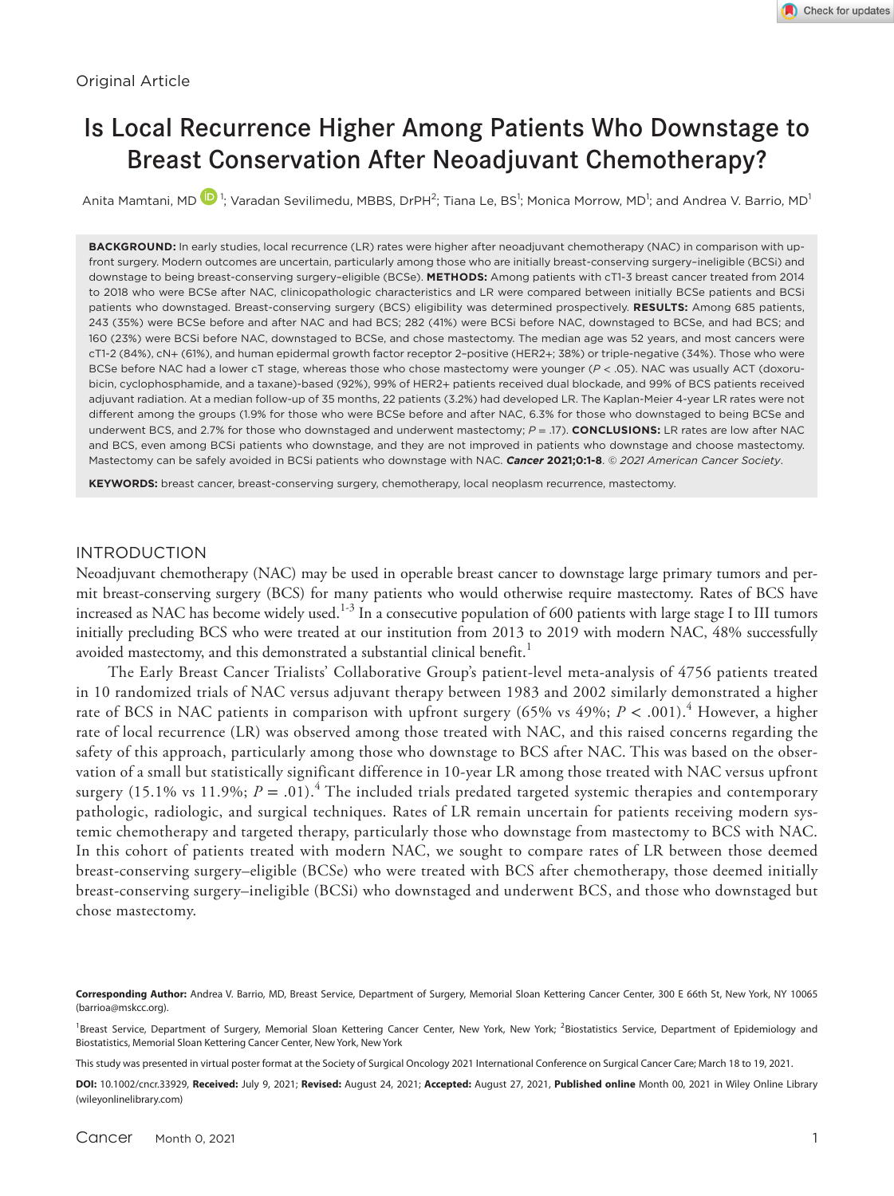Original Article

# Is Local Recurrence Higher Among Patients Who Downstage to Breast Conservation After Neoadjuvant Chemotherapy?

Anita Mamtani, MD [1]; Varadan Sevilimedu, MBBS, DrPH[2]; Tiana Le, BS[1]; Monica Morrow, MD[1]; and Andrea V. Barrio, MD[1]

**BACKGROUND:** In early studies, local recurrence (LR) rates were higher after neoadjuvant chemotherapy (NAC) in comparison with upfront surgery. Modern outcomes are uncertain, particularly among those who are initially breast-conserving surgery–ineligible (BCSi) and downstage to being breast-conserving surgery–eligible (BCSe). **METHODS:** Among patients with cT1-3 breast cancer treated from 2014 to 2018 who were BCSe after NAC, clinicopathologic characteristics and LR were compared between initially BCSe patients and BCSi patients who downstaged. Breast-conserving surgery (BCS) eligibility was determined prospectively. **RESULTS:** Among 685 patients, 243 (35%) were BCSe before and after NAC and had BCS; 282 (41%) were BCSi before NAC, downstaged to BCSe, and had BCS; and 160 (23%) were BCSi before NAC, downstaged to BCSe, and chose mastectomy. The median age was 52 years, and most cancers were cT1-2 (84%), cN+ (61%), and human epidermal growth factor receptor 2–positive (HER2+; 38%) or triple-negative (34%). Those who were BCSe before NAC had a lower cT stage, whereas those who chose mastectomy were younger ($P < .05$). NAC was usually ACT (doxorubicin, cyclophosphamide, and a taxane)-based (92%), 99% of HER2+ patients received dual blockade, and 99% of BCS patients received adjuvant radiation. At a median follow-up of 35 months, 22 patients (3.2%) had developed LR. The Kaplan-Meier 4-year LR rates were not different among the groups (1.9% for those who were BCSe before and after NAC, 6.3% for those who downstaged to being BCSe and underwent BCS, and 2.7% for those who downstaged and underwent mastectomy; $P = .17$). **CONCLUSIONS:** LR rates are low after NAC and BCS, even among BCSi patients who downstage, and they are not improved in patients who downstage and choose mastectomy. Mastectomy can be safely avoided in BCSi patients who downstage with NAC. ***Cancer* 2021;0:1-8**. © *2021 American Cancer Society*.

**KEYWORDS:** breast cancer, breast-conserving surgery, chemotherapy, local neoplasm recurrence, mastectomy.

## INTRODUCTION

Neoadjuvant chemotherapy (NAC) may be used in operable breast cancer to downstage large primary tumors and permit breast-conserving surgery (BCS) for many patients who would otherwise require mastectomy. Rates of BCS have increased as NAC has become widely used.[1-3] In a consecutive population of 600 patients with large stage I to III tumors initially precluding BCS who were treated at our institution from 2013 to 2019 with modern NAC, 48% successfully avoided mastectomy, and this demonstrated a substantial clinical benefit.[1]

The Early Breast Cancer Trialists' Collaborative Group's patient-level meta-analysis of 4756 patients treated in 10 randomized trials of NAC versus adjuvant therapy between 1983 and 2002 similarly demonstrated a higher rate of BCS in NAC patients in comparison with upfront surgery (65% vs 49%; $P < .001$).[4] However, a higher rate of local recurrence (LR) was observed among those treated with NAC, and this raised concerns regarding the safety of this approach, particularly among those who downstage to BCS after NAC. This was based on the observation of a small but statistically significant difference in 10-year LR among those treated with NAC versus upfront surgery (15.1% vs 11.9%; $P = .01$).[4] The included trials predated targeted systemic therapies and contemporary pathologic, radiologic, and surgical techniques. Rates of LR remain uncertain for patients receiving modern systemic chemotherapy and targeted therapy, particularly those who downstage from mastectomy to BCS with NAC. In this cohort of patients treated with modern NAC, we sought to compare rates of LR between those deemed breast-conserving surgery–eligible (BCSe) who were treated with BCS after chemotherapy, those deemed initially breast-conserving surgery–ineligible (BCSi) who downstaged and underwent BCS, and those who downstaged but chose mastectomy.

**Corresponding Author:** Andrea V. Barrio, MD, Breast Service, Department of Surgery, Memorial Sloan Kettering Cancer Center, 300 E 66th St, New York, NY 10065 (barrioa@mskcc.org).

[1]Breast Service, Department of Surgery, Memorial Sloan Kettering Cancer Center, New York, New York; [2]Biostatistics Service, Department of Epidemiology and Biostatistics, Memorial Sloan Kettering Cancer Center, New York, New York

This study was presented in virtual poster format at the Society of Surgical Oncology 2021 International Conference on Surgical Cancer Care; March 18 to 19, 2021.

**DOI:** 10.1002/cncr.33929, **Received:** July 9, 2021; **Revised:** August 24, 2021; **Accepted:** August 27, 2021, **Published online** Month 00, 2021 in Wiley Online Library (wileyonlinelibrary.com)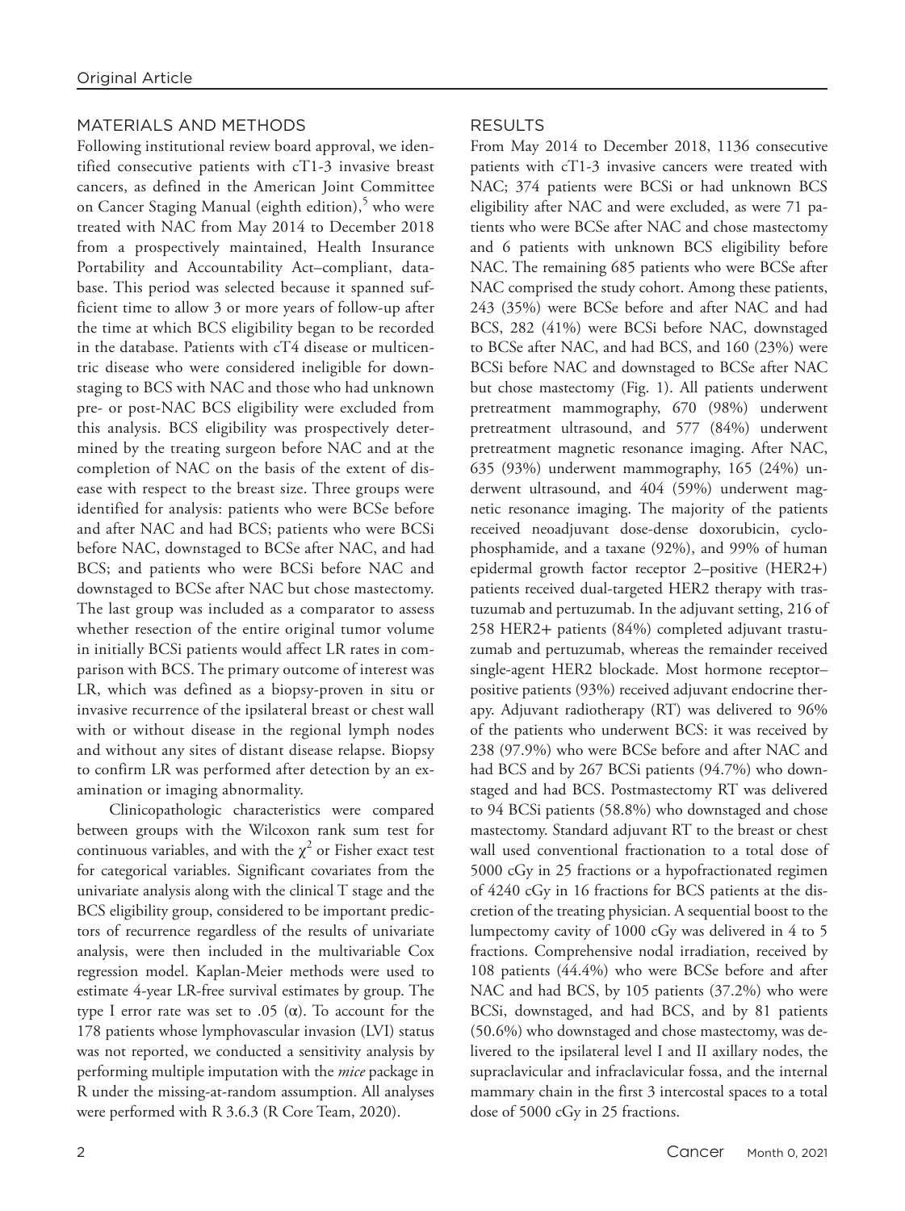## MATERIALS AND METHODS

Following institutional review board approval, we identified consecutive patients with cT1-3 invasive breast cancers, as defined in the American Joint Committee on Cancer Staging Manual (eighth edition),[5] who were treated with NAC from May 2014 to December 2018 from a prospectively maintained, Health Insurance Portability and Accountability Act–compliant, database. This period was selected because it spanned sufficient time to allow 3 or more years of follow-up after the time at which BCS eligibility began to be recorded in the database. Patients with cT4 disease or multicentric disease who were considered ineligible for downstaging to BCS with NAC and those who had unknown pre- or post-NAC BCS eligibility were excluded from this analysis. BCS eligibility was prospectively determined by the treating surgeon before NAC and at the completion of NAC on the basis of the extent of disease with respect to the breast size. Three groups were identified for analysis: patients who were BCSe before and after NAC and had BCS; patients who were BCSi before NAC, downstaged to BCSe after NAC, and had BCS; and patients who were BCSi before NAC and downstaged to BCSe after NAC but chose mastectomy. The last group was included as a comparator to assess whether resection of the entire original tumor volume in initially BCSi patients would affect LR rates in comparison with BCS. The primary outcome of interest was LR, which was defined as a biopsy-proven in situ or invasive recurrence of the ipsilateral breast or chest wall with or without disease in the regional lymph nodes and without any sites of distant disease relapse. Biopsy to confirm LR was performed after detection by an examination or imaging abnormality.

Clinicopathologic characteristics were compared between groups with the Wilcoxon rank sum test for continuous variables, and with the $\chi^2$ or Fisher exact test for categorical variables. Significant covariates from the univariate analysis along with the clinical T stage and the BCS eligibility group, considered to be important predictors of recurrence regardless of the results of univariate analysis, were then included in the multivariable Cox regression model. Kaplan-Meier methods were used to estimate 4-year LR-free survival estimates by group. The type I error rate was set to .05 ($\alpha$). To account for the 178 patients whose lymphovascular invasion (LVI) status was not reported, we conducted a sensitivity analysis by performing multiple imputation with the *mice* package in R under the missing-at-random assumption. All analyses were performed with R 3.6.3 (R Core Team, 2020).

## RESULTS

From May 2014 to December 2018, 1136 consecutive patients with cT1-3 invasive cancers were treated with NAC; 374 patients were BCSi or had unknown BCS eligibility after NAC and were excluded, as were 71 patients who were BCSe after NAC and chose mastectomy and 6 patients with unknown BCS eligibility before NAC. The remaining 685 patients who were BCSe after NAC comprised the study cohort. Among these patients, 243 (35%) were BCSe before and after NAC and had BCS, 282 (41%) were BCSi before NAC, downstaged to BCSe after NAC, and had BCS, and 160 (23%) were BCSi before NAC and downstaged to BCSe after NAC but chose mastectomy (Fig. 1). All patients underwent pretreatment mammography, 670 (98%) underwent pretreatment ultrasound, and 577 (84%) underwent pretreatment magnetic resonance imaging. After NAC, 635 (93%) underwent mammography, 165 (24%) underwent ultrasound, and 404 (59%) underwent magnetic resonance imaging. The majority of the patients received neoadjuvant dose-dense doxorubicin, cyclophosphamide, and a taxane (92%), and 99% of human epidermal growth factor receptor 2–positive (HER2+) patients received dual-targeted HER2 therapy with trastuzumab and pertuzumab. In the adjuvant setting, 216 of 258 HER2+ patients (84%) completed adjuvant trastuzumab and pertuzumab, whereas the remainder received single-agent HER2 blockade. Most hormone receptor–positive patients (93%) received adjuvant endocrine therapy. Adjuvant radiotherapy (RT) was delivered to 96% of the patients who underwent BCS: it was received by 238 (97.9%) who were BCSe before and after NAC and had BCS and by 267 BCSi patients (94.7%) who downstaged and had BCS. Postmastectomy RT was delivered to 94 BCSi patients (58.8%) who downstaged and chose mastectomy. Standard adjuvant RT to the breast or chest wall used conventional fractionation to a total dose of 5000 cGy in 25 fractions or a hypofractionated regimen of 4240 cGy in 16 fractions for BCS patients at the discretion of the treating physician. A sequential boost to the lumpectomy cavity of 1000 cGy was delivered in 4 to 5 fractions. Comprehensive nodal irradiation, received by 108 patients (44.4%) who were BCSe before and after NAC and had BCS, by 105 patients (37.2%) who were BCSi, downstaged, and had BCS, and by 81 patients (50.6%) who downstaged and chose mastectomy, was delivered to the ipsilateral level I and II axillary nodes, the supraclavicular and infraclavicular fossa, and the internal mammary chain in the first 3 intercostal spaces to a total dose of 5000 cGy in 25 fractions.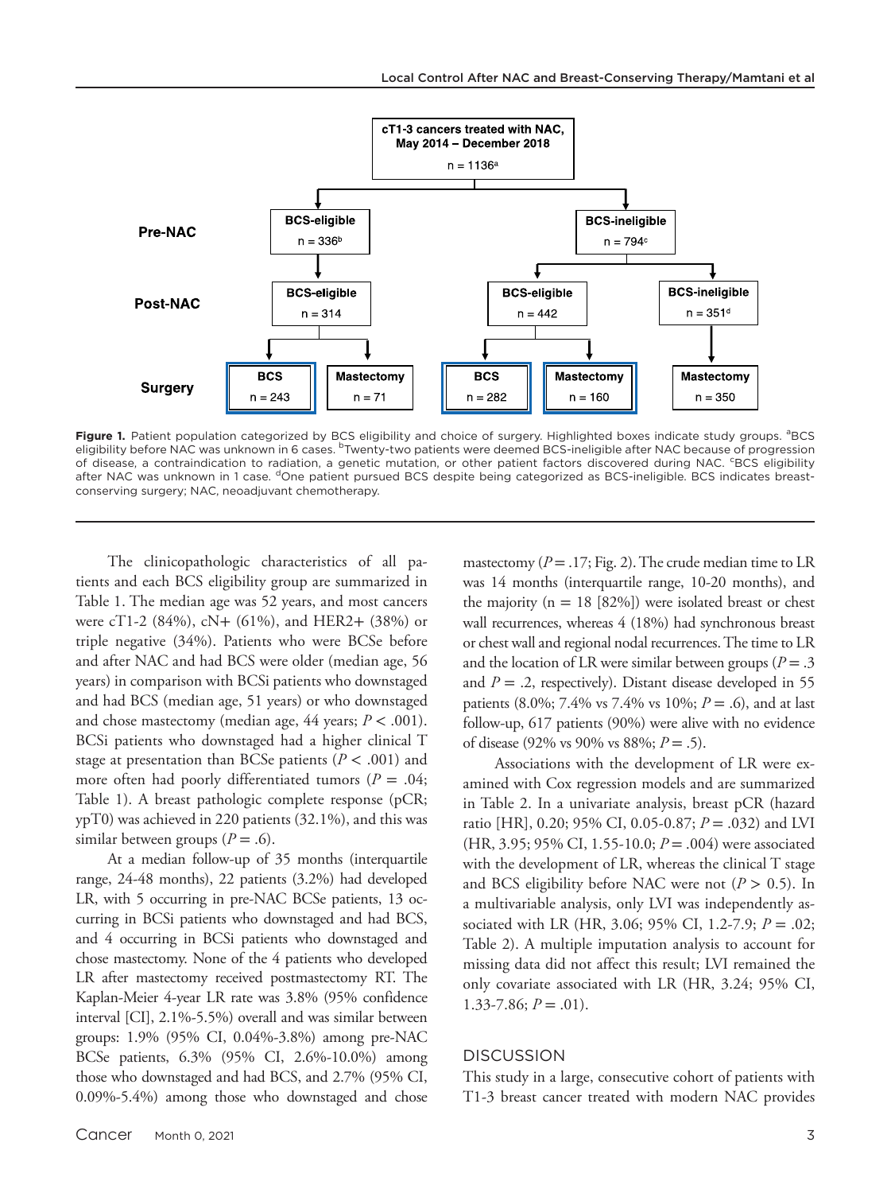- cT1-3 cancers treated with NAC, May 2014 – December 2018, n = 1136[a]
  - Pre-NAC: BCS-eligible, n = 336[b]
    - Post-NAC: BCS-eligible, n = 314
      - Surgery: BCS, n = 243
      - Surgery: Mastectomy, n = 71
  - Pre-NAC: BCS-ineligible, n = 794[c]
    - Post-NAC: BCS-eligible, n = 442
      - Surgery: BCS, n = 282
      - Surgery: Mastectomy, n = 160
    - Post-NAC: BCS-ineligible, n = 351[d]
      - Surgery: Mastectomy, n = 350

**Figure 1.** Patient population categorized by BCS eligibility and choice of surgery. Highlighted boxes indicate study groups. [a]BCS eligibility before NAC was unknown in 6 cases. [b]Twenty-two patients were deemed BCS-ineligible after NAC because of progression of disease, a contraindication to radiation, a genetic mutation, or other patient factors discovered during NAC. [c]BCS eligibility after NAC was unknown in 1 case. [d]One patient pursued BCS despite being categorized as BCS-ineligible. BCS indicates breast-conserving surgery; NAC, neoadjuvant chemotherapy.

The clinicopathologic characteristics of all patients and each BCS eligibility group are summarized in Table 1. The median age was 52 years, and most cancers were cT1-2 (84%), cN+ (61%), and HER2+ (38%) or triple negative (34%). Patients who were BCSe before and after NAC and had BCS were older (median age, 56 years) in comparison with BCSi patients who downstaged and had BCS (median age, 51 years) or who downstaged and chose mastectomy (median age, 44 years; $P < .001$). BCSi patients who downstaged had a higher clinical T stage at presentation than BCSe patients ($P < .001$) and more often had poorly differentiated tumors ($P = .04$; Table 1). A breast pathologic complete response (pCR; ypT0) was achieved in 220 patients (32.1%), and this was similar between groups ($P = .6$).

At a median follow-up of 35 months (interquartile range, 24-48 months), 22 patients (3.2%) had developed LR, with 5 occurring in pre-NAC BCSe patients, 13 occurring in BCSi patients who downstaged and had BCS, and 4 occurring in BCSi patients who downstaged and chose mastectomy. None of the 4 patients who developed LR after mastectomy received postmastectomy RT. The Kaplan-Meier 4-year LR rate was 3.8% (95% confidence interval [CI], 2.1%-5.5%) overall and was similar between groups: 1.9% (95% CI, 0.04%-3.8%) among pre-NAC BCSe patients, 6.3% (95% CI, 2.6%-10.0%) among those who downstaged and had BCS, and 2.7% (95% CI, 0.09%-5.4%) among those who downstaged and chose mastectomy ($P = .17$; Fig. 2). The crude median time to LR was 14 months (interquartile range, 10-20 months), and the majority (n = 18 [82%]) were isolated breast or chest wall recurrences, whereas 4 (18%) had synchronous breast or chest wall and regional nodal recurrences. The time to LR and the location of LR were similar between groups ($P = .3$ and $P = .2$, respectively). Distant disease developed in 55 patients (8.0%; 7.4% vs 7.4% vs 10%; $P = .6$), and at last follow-up, 617 patients (90%) were alive with no evidence of disease (92% vs 90% vs 88%; $P = .5$).

Associations with the development of LR were examined with Cox regression models and are summarized in Table 2. In a univariate analysis, breast pCR (hazard ratio [HR], 0.20; 95% CI, 0.05-0.87; $P = .032$) and LVI (HR, 3.95; 95% CI, 1.55-10.0; $P = .004$) were associated with the development of LR, whereas the clinical T stage and BCS eligibility before NAC were not ($P > 0.5$). In a multivariable analysis, only LVI was independently associated with LR (HR, 3.06; 95% CI, 1.2-7.9; $P = .02$; Table 2). A multiple imputation analysis to account for missing data did not affect this result; LVI remained the only covariate associated with LR (HR, 3.24; 95% CI, 1.33-7.86; $P = .01$).

## DISCUSSION

This study in a large, consecutive cohort of patients with T1-3 breast cancer treated with modern NAC provides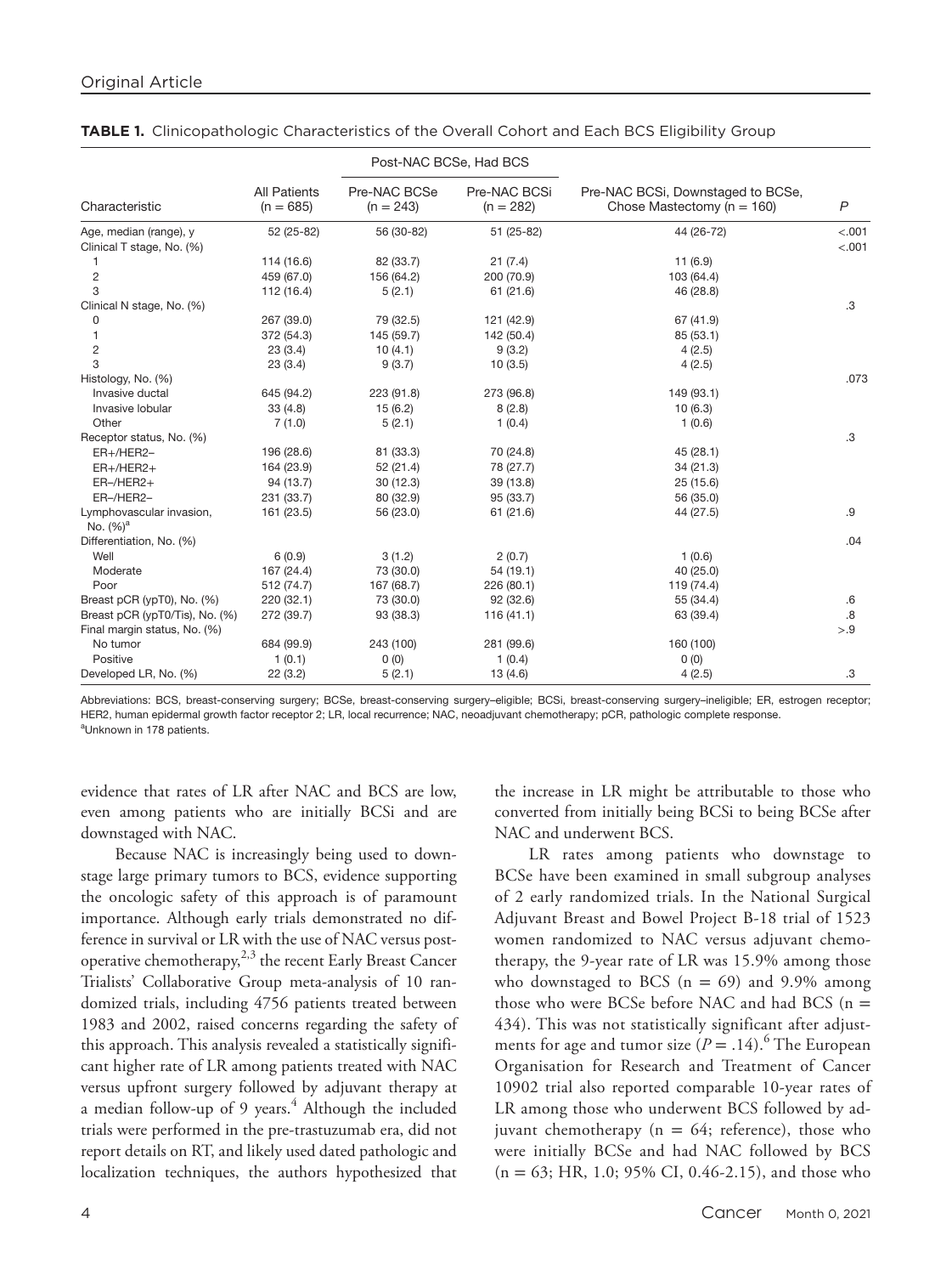**TABLE 1.** Clinicopathologic Characteristics of the Overall Cohort and Each BCS Eligibility Group

| Characteristic | All Patients (n = 685) | Post-NAC BCSe, Had BCS | | Pre-NAC BCSi, Downstaged to BCSe, Chose Mastectomy (n = 160) | P |
|---|---|---|---|---|---|
| | | Pre-NAC BCSe (n = 243) | Pre-NAC BCSi (n = 282) | | |
| Age, median (range), y | 52 (25-82) | 56 (30-82) | 51 (25-82) | 44 (26-72) | <.001 |
| Clinical T stage, No. (%) | | | | | <.001 |
| 1 | 114 (16.6) | 82 (33.7) | 21 (7.4) | 11 (6.9) | |
| 2 | 459 (67.0) | 156 (64.2) | 200 (70.9) | 103 (64.4) | |
| 3 | 112 (16.4) | 5 (2.1) | 61 (21.6) | 46 (28.8) | |
| Clinical N stage, No. (%) | | | | | .3 |
| 0 | 267 (39.0) | 79 (32.5) | 121 (42.9) | 67 (41.9) | |
| 1 | 372 (54.3) | 145 (59.7) | 142 (50.4) | 85 (53.1) | |
| 2 | 23 (3.4) | 10 (4.1) | 9 (3.2) | 4 (2.5) | |
| 3 | 23 (3.4) | 9 (3.7) | 10 (3.5) | 4 (2.5) | |
| Histology, No. (%) | | | | | .073 |
| Invasive ductal | 645 (94.2) | 223 (91.8) | 273 (96.8) | 149 (93.1) | |
| Invasive lobular | 33 (4.8) | 15 (6.2) | 8 (2.8) | 10 (6.3) | |
| Other | 7 (1.0) | 5 (2.1) | 1 (0.4) | 1 (0.6) | |
| Receptor status, No. (%) | | | | | .3 |
| ER+/HER2− | 196 (28.6) | 81 (33.3) | 70 (24.8) | 45 (28.1) | |
| ER+/HER2+ | 164 (23.9) | 52 (21.4) | 78 (27.7) | 34 (21.3) | |
| ER−/HER2+ | 94 (13.7) | 30 (12.3) | 39 (13.8) | 25 (15.6) | |
| ER−/HER2− | 231 (33.7) | 80 (32.9) | 95 (33.7) | 56 (35.0) | |
| Lymphovascular invasion, No. (%)[a] | 161 (23.5) | 56 (23.0) | 61 (21.6) | 44 (27.5) | .9 |
| Differentiation, No. (%) | | | | | .04 |
| Well | 6 (0.9) | 3 (1.2) | 2 (0.7) | 1 (0.6) | |
| Moderate | 167 (24.4) | 73 (30.0) | 54 (19.1) | 40 (25.0) | |
| Poor | 512 (74.7) | 167 (68.7) | 226 (80.1) | 119 (74.4) | |
| Breast pCR (ypT0), No. (%) | 220 (32.1) | 73 (30.0) | 92 (32.6) | 55 (34.4) | .6 |
| Breast pCR (ypT0/Tis), No. (%) | 272 (39.7) | 93 (38.3) | 116 (41.1) | 63 (39.4) | .8 |
| Final margin status, No. (%) | | | | | >.9 |
| No tumor | 684 (99.9) | 243 (100) | 281 (99.6) | 160 (100) | |
| Positive | 1 (0.1) | 0 (0) | 1 (0.4) | 0 (0) | |
| Developed LR, No. (%) | 22 (3.2) | 5 (2.1) | 13 (4.6) | 4 (2.5) | .3 |

Abbreviations: BCS, breast-conserving surgery; BCSe, breast-conserving surgery–eligible; BCSi, breast-conserving surgery–ineligible; ER, estrogen receptor; HER2, human epidermal growth factor receptor 2; LR, local recurrence; NAC, neoadjuvant chemotherapy; pCR, pathologic complete response.
[a]Unknown in 178 patients.

evidence that rates of LR after NAC and BCS are low, even among patients who are initially BCSi and are downstaged with NAC.

Because NAC is increasingly being used to downstage large primary tumors to BCS, evidence supporting the oncologic safety of this approach is of paramount importance. Although early trials demonstrated no difference in survival or LR with the use of NAC versus postoperative chemotherapy,[2,3] the recent Early Breast Cancer Trialists' Collaborative Group meta-analysis of 10 randomized trials, including 4756 patients treated between 1983 and 2002, raised concerns regarding the safety of this approach. This analysis revealed a statistically significant higher rate of LR among patients treated with NAC versus upfront surgery followed by adjuvant therapy at a median follow-up of 9 years.[4] Although the included trials were performed in the pre-trastuzumab era, did not report details on RT, and likely used dated pathologic and localization techniques, the authors hypothesized that the increase in LR might be attributable to those who converted from initially being BCSi to being BCSe after NAC and underwent BCS.

LR rates among patients who downstage to BCSe have been examined in small subgroup analyses of 2 early randomized trials. In the National Surgical Adjuvant Breast and Bowel Project B-18 trial of 1523 women randomized to NAC versus adjuvant chemotherapy, the 9-year rate of LR was 15.9% among those who downstaged to BCS (n = 69) and 9.9% among those who were BCSe before NAC and had BCS (n = 434). This was not statistically significant after adjustments for age and tumor size ($P = .14$).[6] The European Organisation for Research and Treatment of Cancer 10902 trial also reported comparable 10-year rates of LR among those who underwent BCS followed by adjuvant chemotherapy (n = 64; reference), those who were initially BCSe and had NAC followed by BCS (n = 63; HR, 1.0; 95% CI, 0.46-2.15), and those who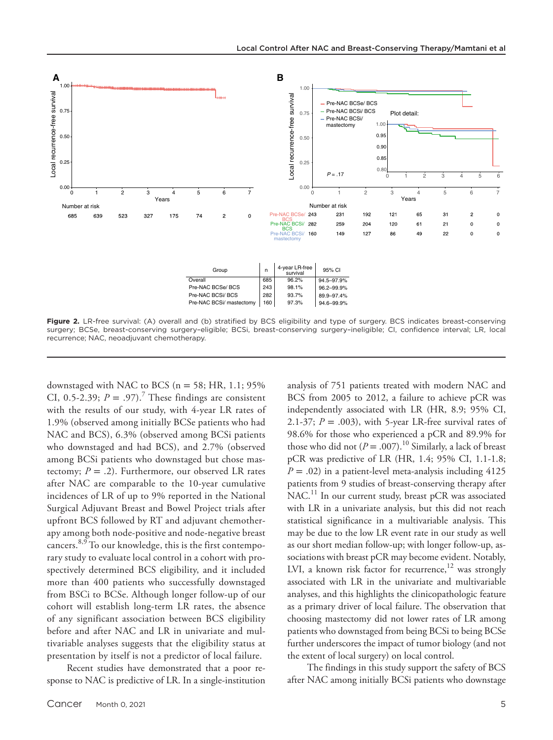| Group | n | 4-year LR-free survival | 95% CI |
|---|---|---|---|
| Overall | 685 | 96.2% | 94.5–97.9% |
| Pre-NAC BCSe/ BCS | 243 | 98.1% | 96.2–99.9% |
| Pre-NAC BCSi/ BCS | 282 | 93.7% | 89.9–97.4% |
| Pre-NAC BCSi/ mastectomy | 160 | 97.3% | 94.6–99.9% |

**Figure 2.** LR-free survival: (A) overall and (b) stratified by BCS eligibility and type of surgery. BCS indicates breast-conserving surgery; BCSe, breast-conserving surgery–eligible; BCSi, breast-conserving surgery–ineligible; CI, confidence interval; LR, local recurrence; NAC, neoadjuvant chemotherapy.

downstaged with NAC to BCS (n = 58; HR, 1.1; 95% CI, 0.5-2.39; *P* = .97).[7] These findings are consistent with the results of our study, with 4-year LR rates of 1.9% (observed among initially BCSe patients who had NAC and BCS), 6.3% (observed among BCSi patients who downstaged and had BCS), and 2.7% (observed among BCSi patients who downstaged but chose mastectomy; *P* = .2). Furthermore, our observed LR rates after NAC are comparable to the 10-year cumulative incidences of LR of up to 9% reported in the National Surgical Adjuvant Breast and Bowel Project trials after upfront BCS followed by RT and adjuvant chemotherapy among both node-positive and node-negative breast cancers.[8,9] To our knowledge, this is the first contemporary study to evaluate local control in a cohort with prospectively determined BCS eligibility, and it included more than 400 patients who successfully downstaged from BSCi to BCSe. Although longer follow-up of our cohort will establish long-term LR rates, the absence of any significant association between BCS eligibility before and after NAC and LR in univariate and multivariable analyses suggests that the eligibility status at presentation by itself is not a predictor of local failure.

Recent studies have demonstrated that a poor response to NAC is predictive of LR. In a single-institution analysis of 751 patients treated with modern NAC and BCS from 2005 to 2012, a failure to achieve pCR was independently associated with LR (HR, 8.9; 95% CI, 2.1-37; *P* = .003), with 5-year LR-free survival rates of 98.6% for those who experienced a pCR and 89.9% for those who did not (*P* = .007).[10] Similarly, a lack of breast pCR was predictive of LR (HR, 1.4; 95% CI, 1.1-1.8; *P* = .02) in a patient-level meta-analysis including 4125 patients from 9 studies of breast-conserving therapy after NAC.[11] In our current study, breast pCR was associated with LR in a univariate analysis, but this did not reach statistical significance in a multivariable analysis. This may be due to the low LR event rate in our study as well as our short median follow-up; with longer follow-up, associations with breast pCR may become evident. Notably, LVI, a known risk factor for recurrence,[12] was strongly associated with LR in the univariate and multivariable analyses, and this highlights the clinicopathologic feature as a primary driver of local failure. The observation that choosing mastectomy did not lower rates of LR among patients who downstaged from being BCSi to being BCSe further underscores the impact of tumor biology (and not the extent of local surgery) on local control.

The findings in this study support the safety of BCS after NAC among initially BCSi patients who downstage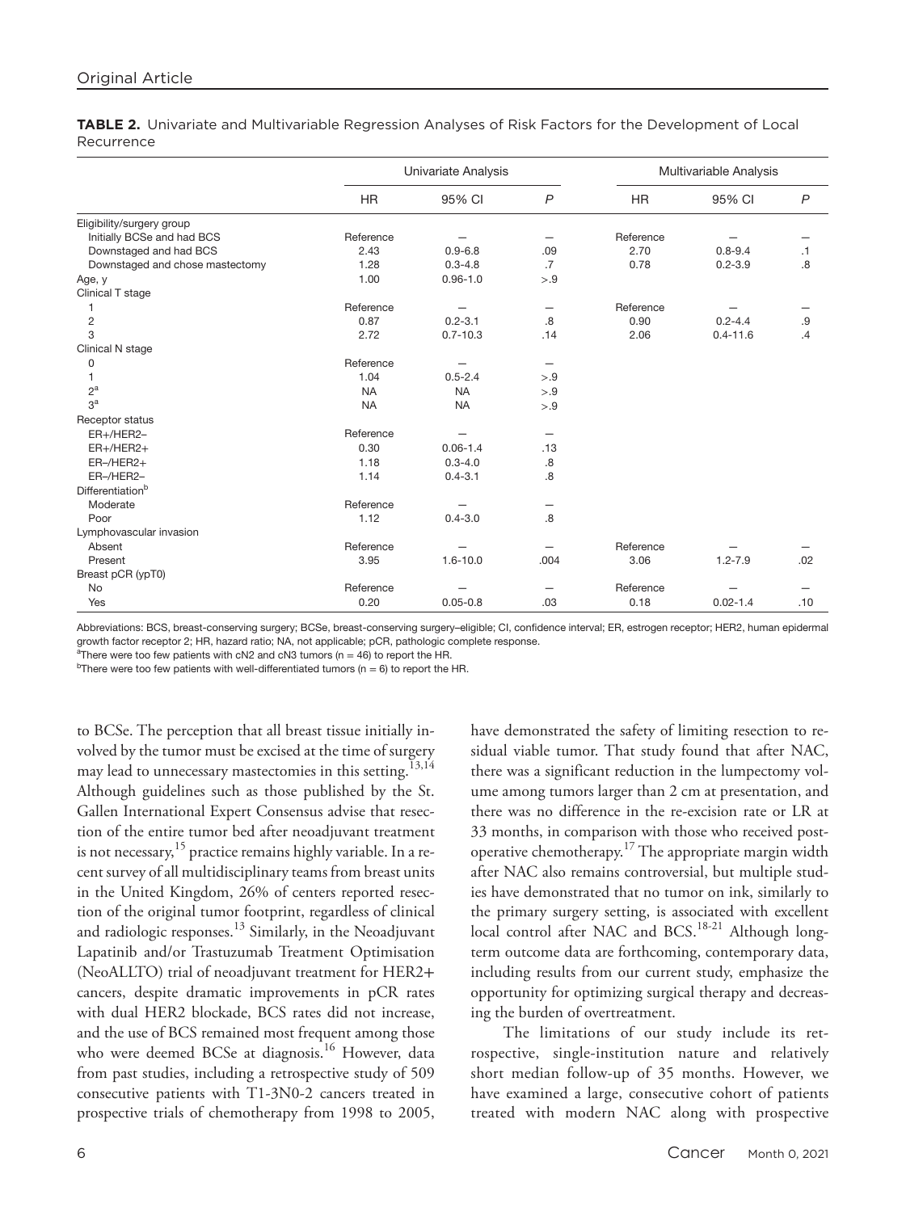**TABLE 2.** Univariate and Multivariable Regression Analyses of Risk Factors for the Development of Local Recurrence

| | Univariate Analysis | | | Multivariable Analysis | | |
|---|---|---|---|---|---|---|
| | HR | 95% CI | *P* | HR | 95% CI | *P* |
| Eligibility/surgery group | | | | | | |
| Initially BCSe and had BCS | Reference | — | — | Reference | — | — |
| Downstaged and had BCS | 2.43 | 0.9-6.8 | .09 | 2.70 | 0.8-9.4 | .1 |
| Downstaged and chose mastectomy | 1.28 | 0.3-4.8 | .7 | 0.78 | 0.2-3.9 | .8 |
| Age, y | 1.00 | 0.96-1.0 | >.9 | | | |
| Clinical T stage | | | | | | |
| 1 | Reference | — | — | Reference | — | — |
| 2 | 0.87 | 0.2-3.1 | .8 | 0.90 | 0.2-4.4 | .9 |
| 3 | 2.72 | 0.7-10.3 | .14 | 2.06 | 0.4-11.6 | .4 |
| Clinical N stage | | | | | | |
| 0 | Reference | — | — | | | |
| 1 | 1.04 | 0.5-2.4 | >.9 | | | |
| 2[a] | NA | NA | >.9 | | | |
| 3[a] | NA | NA | >.9 | | | |
| Receptor status | | | | | | |
| ER+/HER2– | Reference | — | — | | | |
| ER+/HER2+ | 0.30 | 0.06-1.4 | .13 | | | |
| ER–/HER2+ | 1.18 | 0.3-4.0 | .8 | | | |
| ER–/HER2– | 1.14 | 0.4-3.1 | .8 | | | |
| Differentiation[b] | | | | | | |
| Moderate | Reference | — | — | | | |
| Poor | 1.12 | 0.4-3.0 | .8 | | | |
| Lymphovascular invasion | | | | | | |
| Absent | Reference | — | — | Reference | — | — |
| Present | 3.95 | 1.6-10.0 | .004 | 3.06 | 1.2-7.9 | .02 |
| Breast pCR (ypT0) | | | | | | |
| No | Reference | — | — | Reference | — | — |
| Yes | 0.20 | 0.05-0.8 | .03 | 0.18 | 0.02-1.4 | .10 |

Abbreviations: BCS, breast-conserving surgery; BCSe, breast-conserving surgery–eligible; CI, confidence interval; ER, estrogen receptor; HER2, human epidermal growth factor receptor 2; HR, hazard ratio; NA, not applicable; pCR, pathologic complete response.

[a]There were too few patients with cN2 and cN3 tumors (n = 46) to report the HR.

[b]There were too few patients with well-differentiated tumors (n = 6) to report the HR.

to BCSe. The perception that all breast tissue initially involved by the tumor must be excised at the time of surgery may lead to unnecessary mastectomies in this setting.[13,14] Although guidelines such as those published by the St. Gallen International Expert Consensus advise that resection of the entire tumor bed after neoadjuvant treatment is not necessary,[15] practice remains highly variable. In a recent survey of all multidisciplinary teams from breast units in the United Kingdom, 26% of centers reported resection of the original tumor footprint, regardless of clinical and radiologic responses.[13] Similarly, in the Neoadjuvant Lapatinib and/or Trastuzumab Treatment Optimisation (NeoALLTO) trial of neoadjuvant treatment for HER2+ cancers, despite dramatic improvements in pCR rates with dual HER2 blockade, BCS rates did not increase, and the use of BCS remained most frequent among those who were deemed BCSe at diagnosis.[16] However, data from past studies, including a retrospective study of 509 consecutive patients with T1-3N0-2 cancers treated in prospective trials of chemotherapy from 1998 to 2005, have demonstrated the safety of limiting resection to residual viable tumor. That study found that after NAC, there was a significant reduction in the lumpectomy volume among tumors larger than 2 cm at presentation, and there was no difference in the re-excision rate or LR at 33 months, in comparison with those who received postoperative chemotherapy.[17] The appropriate margin width after NAC also remains controversial, but multiple studies have demonstrated that no tumor on ink, similarly to the primary surgery setting, is associated with excellent local control after NAC and BCS.[18-21] Although long-term outcome data are forthcoming, contemporary data, including results from our current study, emphasize the opportunity for optimizing surgical therapy and decreasing the burden of overtreatment.

The limitations of our study include its retrospective, single-institution nature and relatively short median follow-up of 35 months. However, we have examined a large, consecutive cohort of patients treated with modern NAC along with prospective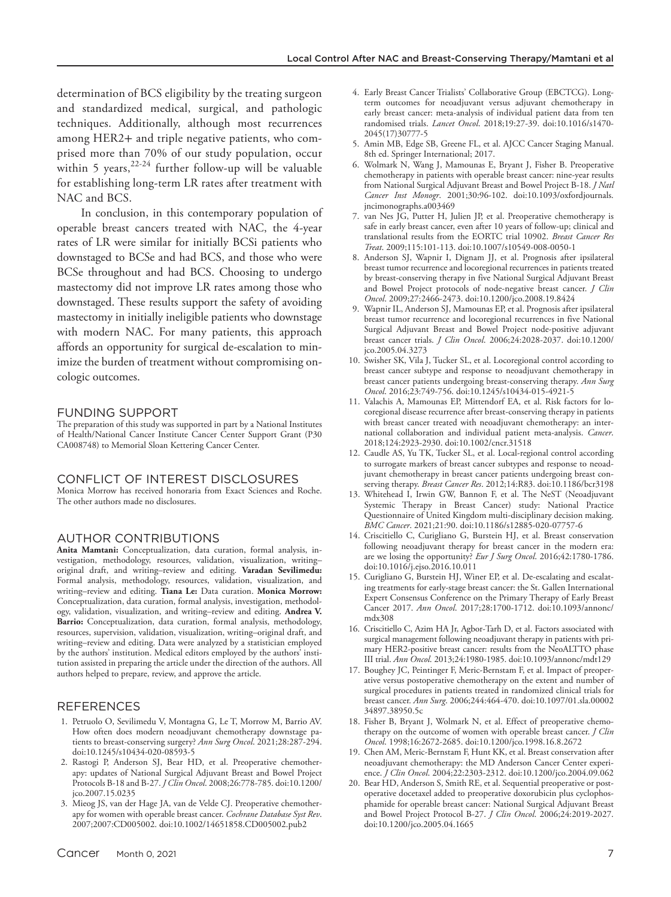determination of BCS eligibility by the treating surgeon and standardized medical, surgical, and pathologic techniques. Additionally, although most recurrences among HER2+ and triple negative patients, who comprised more than 70% of our study population, occur within 5 years,[22-24] further follow-up will be valuable for establishing long-term LR rates after treatment with NAC and BCS.

In conclusion, in this contemporary population of operable breast cancers treated with NAC, the 4-year rates of LR were similar for initially BCSi patients who downstaged to BCSe and had BCS, and those who were BCSe throughout and had BCS. Choosing to undergo mastectomy did not improve LR rates among those who downstaged. These results support the safety of avoiding mastectomy in initially ineligible patients who downstage with modern NAC. For many patients, this approach affords an opportunity for surgical de-escalation to minimize the burden of treatment without compromising oncologic outcomes.

## FUNDING SUPPORT

The preparation of this study was supported in part by a National Institutes of Health/National Cancer Institute Cancer Center Support Grant (P30 CA008748) to Memorial Sloan Kettering Cancer Center.

## CONFLICT OF INTEREST DISCLOSURES

Monica Morrow has received honoraria from Exact Sciences and Roche. The other authors made no disclosures.

## AUTHOR CONTRIBUTIONS

**Anita Mamtani:** Conceptualization, data curation, formal analysis, investigation, methodology, resources, validation, visualization, writing–original draft, and writing–review and editing. **Varadan Sevilimedu:** Formal analysis, methodology, resources, validation, visualization, and writing–review and editing. **Tiana Le:** Data curation. **Monica Morrow:** Conceptualization, data curation, formal analysis, investigation, methodology, validation, visualization, and writing–review and editing. **Andrea V. Barrio:** Conceptualization, data curation, formal analysis, methodology, resources, supervision, validation, visualization, writing–original draft, and writing–review and editing. Data were analyzed by a statistician employed by the authors' institution. Medical editors employed by the authors' institution assisted in preparing the article under the direction of the authors. All authors helped to prepare, review, and approve the article.

## REFERENCES

1. Petruolo O, Sevilimedu V, Montagna G, Le T, Morrow M, Barrio AV. How often does modern neoadjuvant chemotherapy downstage patients to breast-conserving surgery? *Ann Surg Oncol*. 2021;28:287-294. doi:10.1245/s10434-020-08593-5
2. Rastogi P, Anderson SJ, Bear HD, et al. Preoperative chemotherapy: updates of National Surgical Adjuvant Breast and Bowel Project Protocols B-18 and B-27. *J Clin Oncol*. 2008;26:778-785. doi:10.1200/jco.2007.15.0235
3. Mieog JS, van der Hage JA, van de Velde CJ. Preoperative chemotherapy for women with operable breast cancer. *Cochrane Database Syst Rev*. 2007;2007:CD005002. doi:10.1002/14651858.CD005002.pub2
4. Early Breast Cancer Trialists' Collaborative Group (EBCTCG). Long-term outcomes for neoadjuvant versus adjuvant chemotherapy in early breast cancer: meta-analysis of individual patient data from ten randomised trials. *Lancet Oncol*. 2018;19:27-39. doi:10.1016/s1470-2045(17)30777-5
5. Amin MB, Edge SB, Greene FL, et al. AJCC Cancer Staging Manual. 8th ed. Springer International; 2017.
6. Wolmark N, Wang J, Mamounas E, Bryant J, Fisher B. Preoperative chemotherapy in patients with operable breast cancer: nine-year results from National Surgical Adjuvant Breast and Bowel Project B-18. *J Natl Cancer Inst Monogr*. 2001;30:96-102. doi:10.1093/oxfordjournals.jncimonographs.a003469
7. van Nes JG, Putter H, Julien JP, et al. Preoperative chemotherapy is safe in early breast cancer, even after 10 years of follow-up; clinical and translational results from the EORTC trial 10902. *Breast Cancer Res Treat*. 2009;115:101-113. doi:10.1007/s10549-008-0050-1
8. Anderson SJ, Wapnir I, Dignam JJ, et al. Prognosis after ipsilateral breast tumor recurrence and locoregional recurrences in patients treated by breast-conserving therapy in five National Surgical Adjuvant Breast and Bowel Project protocols of node-negative breast cancer. *J Clin Oncol*. 2009;27:2466-2473. doi:10.1200/jco.2008.19.8424
9. Wapnir IL, Anderson SJ, Mamounas EP, et al. Prognosis after ipsilateral breast tumor recurrence and locoregional recurrences in five National Surgical Adjuvant Breast and Bowel Project node-positive adjuvant breast cancer trials. *J Clin Oncol*. 2006;24:2028-2037. doi:10.1200/jco.2005.04.3273
10. Swisher SK, Vila J, Tucker SL, et al. Locoregional control according to breast cancer subtype and response to neoadjuvant chemotherapy in breast cancer patients undergoing breast-conserving therapy. *Ann Surg Oncol*. 2016;23:749-756. doi:10.1245/s10434-015-4921-5
11. Valachis A, Mamounas EP, Mittendorf EA, et al. Risk factors for locoregional disease recurrence after breast-conserving therapy in patients with breast cancer treated with neoadjuvant chemotherapy: an international collaboration and individual patient meta-analysis. *Cancer*. 2018;124:2923-2930. doi:10.1002/cncr.31518
12. Caudle AS, Yu TK, Tucker SL, et al. Local-regional control according to surrogate markers of breast cancer subtypes and response to neoadjuvant chemotherapy in breast cancer patients undergoing breast conserving therapy. *Breast Cancer Res*. 2012;14:R83. doi:10.1186/bcr3198
13. Whitehead I, Irwin GW, Bannon F, et al. The NeST (Neoadjuvant Systemic Therapy in Breast Cancer) study: National Practice Questionnaire of United Kingdom multi-disciplinary decision making. *BMC Cancer*. 2021;21:90. doi:10.1186/s12885-020-07757-6
14. Criscitiello C, Curigliano G, Burstein HJ, et al. Breast conservation following neoadjuvant therapy for breast cancer in the modern era: are we losing the opportunity? *Eur J Surg Oncol*. 2016;42:1780-1786. doi:10.1016/j.ejso.2016.10.011
15. Curigliano G, Burstein HJ, Winer EP, et al. De-escalating and escalating treatments for early-stage breast cancer: the St. Gallen International Expert Consensus Conference on the Primary Therapy of Early Breast Cancer 2017. *Ann Oncol*. 2017;28:1700-1712. doi:10.1093/annonc/mdx308
16. Criscitiello C, Azim HA Jr, Agbor-Tarh D, et al. Factors associated with surgical management following neoadjuvant therapy in patients with primary HER2-positive breast cancer: results from the NeoALTTO phase III trial. *Ann Oncol*. 2013;24:1980-1985. doi:10.1093/annonc/mdt129
17. Boughey JC, Peintinger F, Meric-Bernstam F, et al. Impact of preoperative versus postoperative chemotherapy on the extent and number of surgical procedures in patients treated in randomized clinical trials for breast cancer. *Ann Surg*. 2006;244:464-470. doi:10.1097/01.sla.0000234897.38950.5c
18. Fisher B, Bryant J, Wolmark N, et al. Effect of preoperative chemotherapy on the outcome of women with operable breast cancer. *J Clin Oncol*. 1998;16:2672-2685. doi:10.1200/jco.1998.16.8.2672
19. Chen AM, Meric-Bernstam F, Hunt KK, et al. Breast conservation after neoadjuvant chemotherapy: the MD Anderson Cancer Center experience. *J Clin Oncol*. 2004;22:2303-2312. doi:10.1200/jco.2004.09.062
20. Bear HD, Anderson S, Smith RE, et al. Sequential preoperative or postoperative docetaxel added to preoperative doxorubicin plus cyclophosphamide for operable breast cancer: National Surgical Adjuvant Breast and Bowel Project Protocol B-27. *J Clin Oncol*. 2006;24:2019-2027. doi:10.1200/jco.2005.04.1665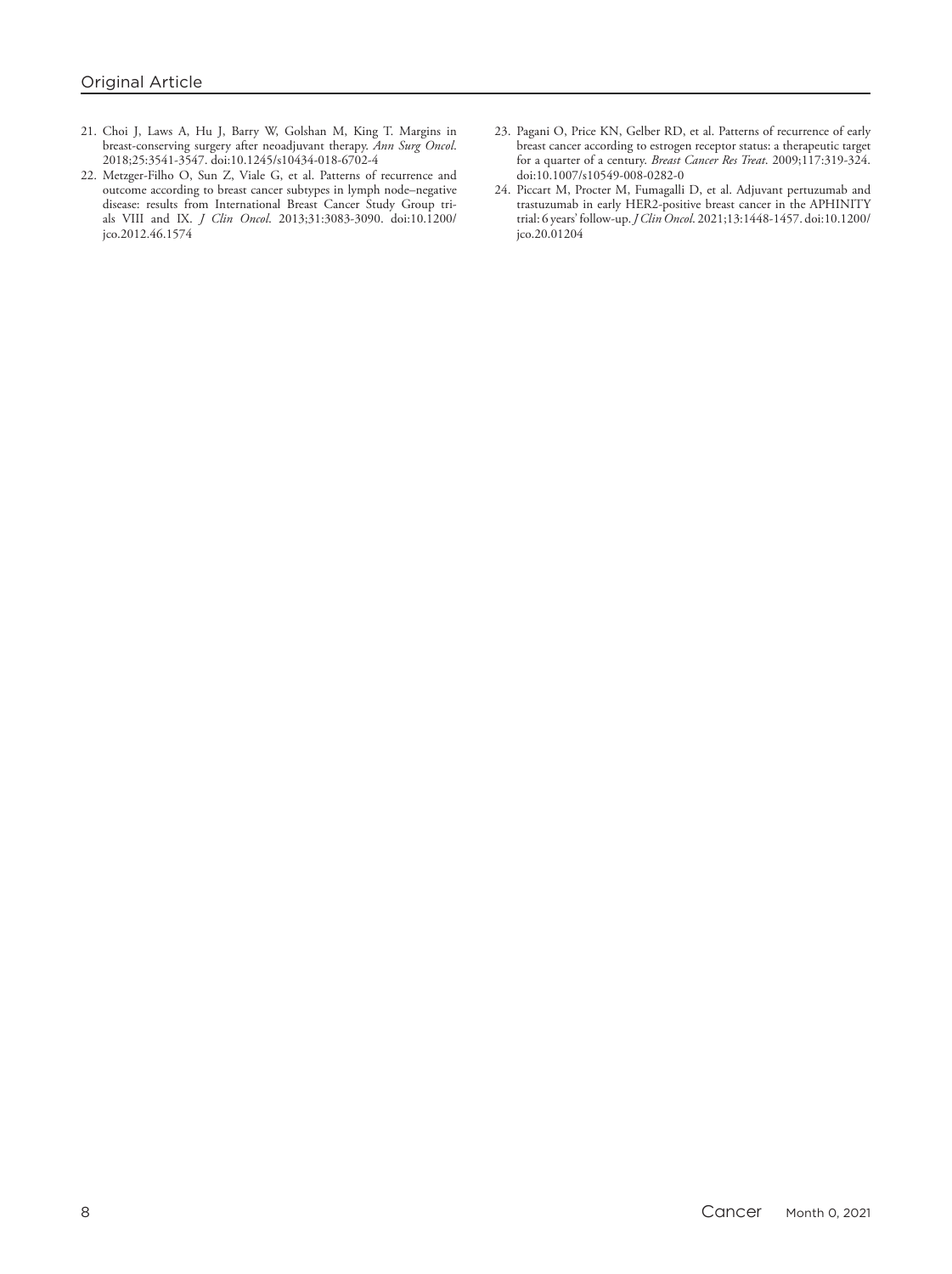21. Choi J, Laws A, Hu J, Barry W, Golshan M, King T. Margins in breast-conserving surgery after neoadjuvant therapy. *Ann Surg Oncol*. 2018;25:3541-3547. doi:10.1245/s10434-018-6702-4
22. Metzger-Filho O, Sun Z, Viale G, et al. Patterns of recurrence and outcome according to breast cancer subtypes in lymph node–negative disease: results from International Breast Cancer Study Group trials VIII and IX. *J Clin Oncol*. 2013;31:3083-3090. doi:10.1200/jco.2012.46.1574
23. Pagani O, Price KN, Gelber RD, et al. Patterns of recurrence of early breast cancer according to estrogen receptor status: a therapeutic target for a quarter of a century. *Breast Cancer Res Treat*. 2009;117:319-324. doi:10.1007/s10549-008-0282-0
24. Piccart M, Procter M, Fumagalli D, et al. Adjuvant pertuzumab and trastuzumab in early HER2-positive breast cancer in the APHINITY trial: 6 years' follow-up. *J Clin Oncol*. 2021;13:1448-1457. doi:10.1200/jco.20.01204